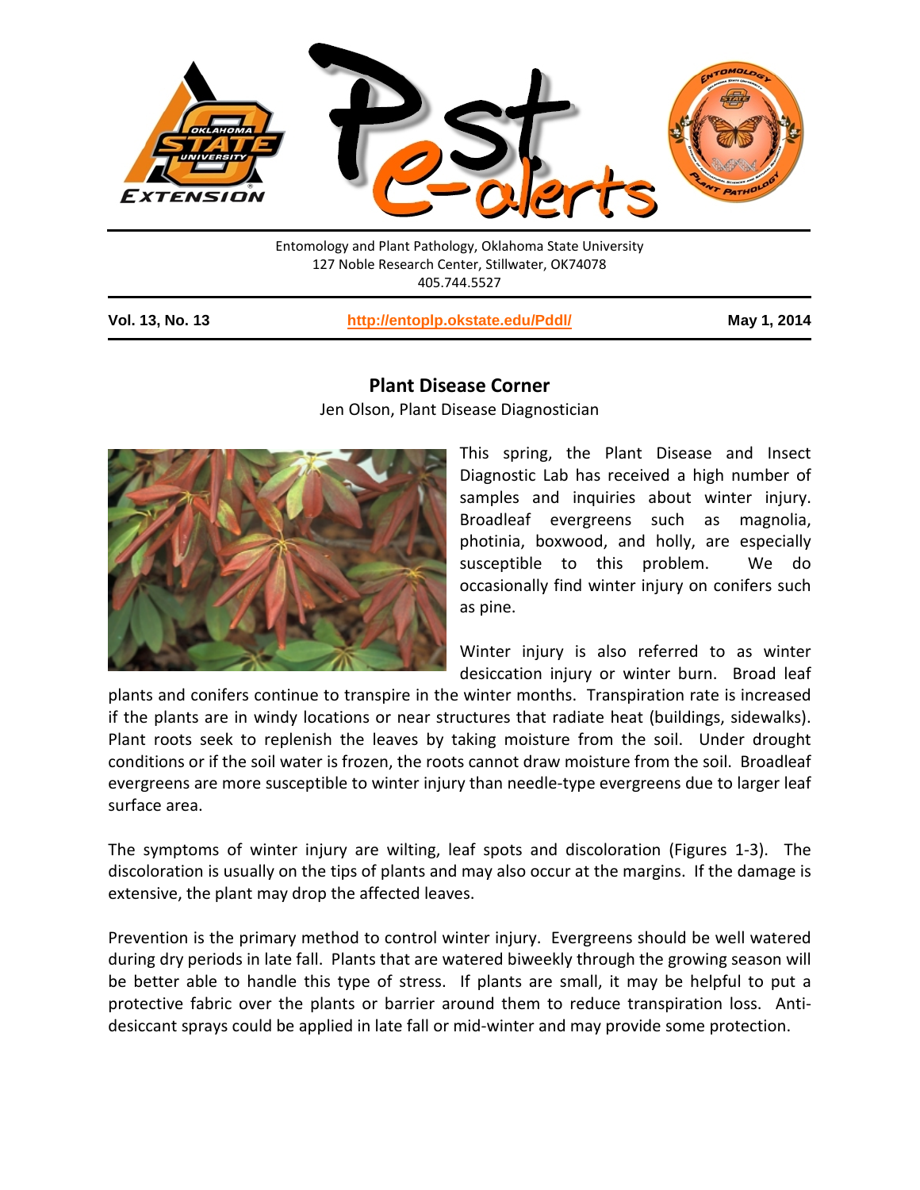Entomology and Plant Pathology, Oklahoma State University
127 Noble Research Center, Stillwater, OK74078
405.744.5527

**Vol. 13, No. 13** | **http://entoplp.okstate.edu/Pddl/** | **May 1, 2014**

## Plant Disease Corner

Jen Olson, Plant Disease Diagnostician

This spring, the Plant Disease and Insect Diagnostic Lab has received a high number of samples and inquiries about winter injury. Broadleaf evergreens such as magnolia, photinia, boxwood, and holly, are especially susceptible to this problem. We do occasionally find winter injury on conifers such as pine.

Winter injury is also referred to as winter desiccation injury or winter burn. Broad leaf plants and conifers continue to transpire in the winter months. Transpiration rate is increased if the plants are in windy locations or near structures that radiate heat (buildings, sidewalks). Plant roots seek to replenish the leaves by taking moisture from the soil. Under drought conditions or if the soil water is frozen, the roots cannot draw moisture from the soil. Broadleaf evergreens are more susceptible to winter injury than needle-type evergreens due to larger leaf surface area.

The symptoms of winter injury are wilting, leaf spots and discoloration (Figures 1-3). The discoloration is usually on the tips of plants and may also occur at the margins. If the damage is extensive, the plant may drop the affected leaves.

Prevention is the primary method to control winter injury. Evergreens should be well watered during dry periods in late fall. Plants that are watered biweekly through the growing season will be better able to handle this type of stress. If plants are small, it may be helpful to put a protective fabric over the plants or barrier around them to reduce transpiration loss. Anti-desiccant sprays could be applied in late fall or mid-winter and may provide some protection.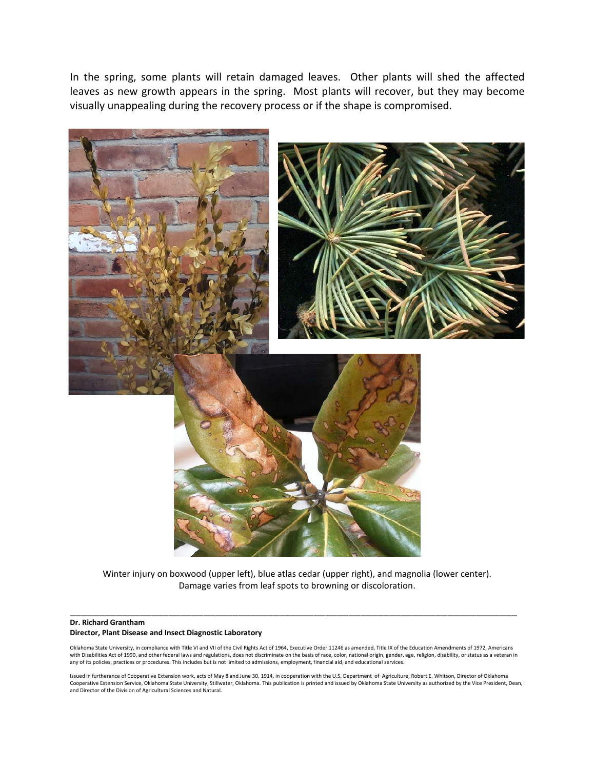In the spring, some plants will retain damaged leaves. Other plants will shed the affected leaves as new growth appears in the spring. Most plants will recover, but they may become visually unappealing during the recovery process or if the shape is compromised.

Winter injury on boxwood (upper left), blue atlas cedar (upper right), and magnolia (lower center). Damage varies from leaf spots to browning or discoloration.

---

**Dr. Richard Grantham**
**Director, Plant Disease and Insect Diagnostic Laboratory**

Oklahoma State University, in compliance with Title VI and VII of the Civil Rights Act of 1964, Executive Order 11246 as amended, Title IX of the Education Amendments of 1972, Americans with Disabilities Act of 1990, and other federal laws and regulations, does not discriminate on the basis of race, color, national origin, gender, age, religion, disability, or status as a veteran in any of its policies, practices or procedures. This includes but is not limited to admissions, employment, financial aid, and educational services.

Issued in furtherance of Cooperative Extension work, acts of May 8 and June 30, 1914, in cooperation with the U.S. Department of Agriculture, Robert E. Whitson, Director of Oklahoma Cooperative Extension Service, Oklahoma State University, Stillwater, Oklahoma. This publication is printed and issued by Oklahoma State University as authorized by the Vice President, Dean, and Director of the Division of Agricultural Sciences and Natural.